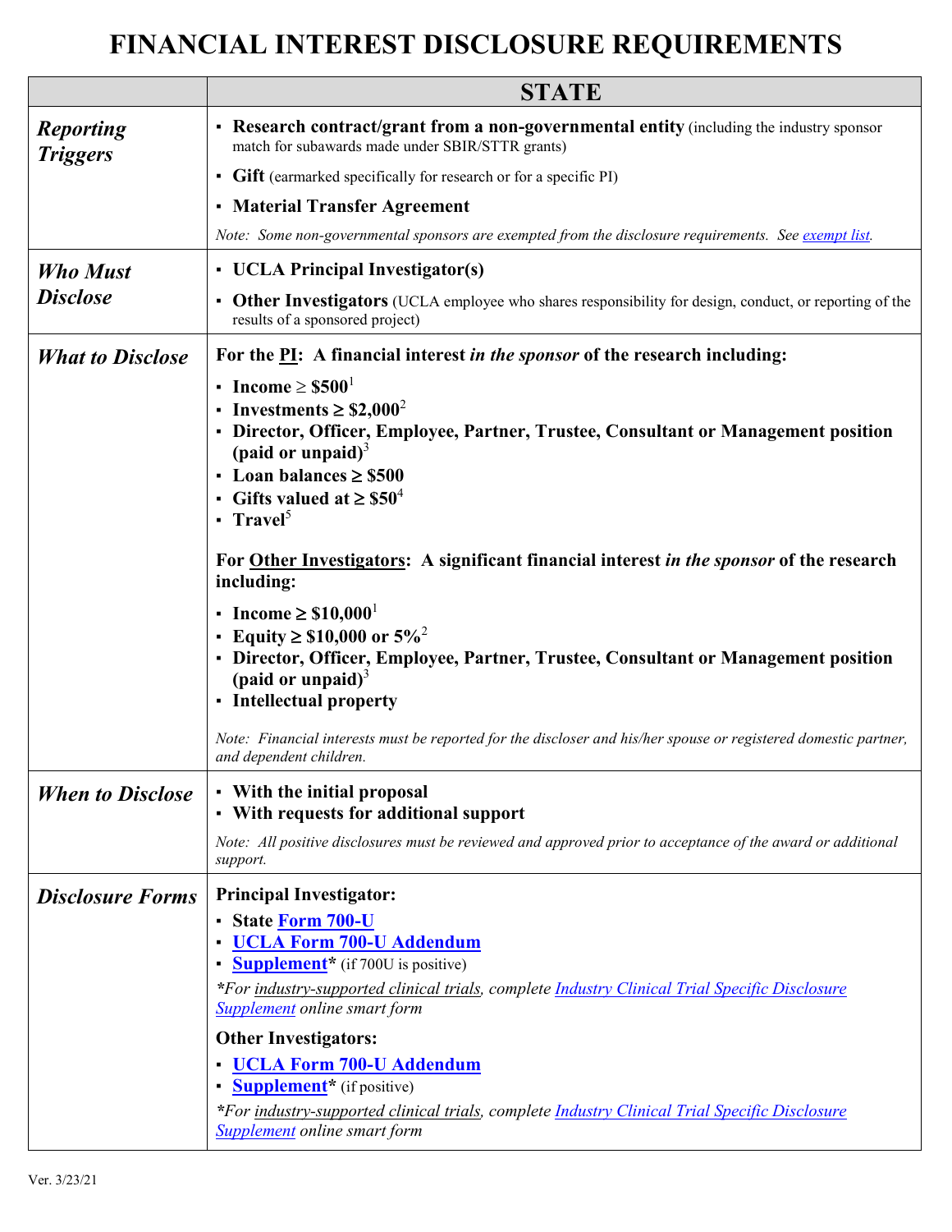# FINANCIAL INTEREST DISCLOSURE REQUIREMENTS

| | **STATE** |
|---|---|
| ***Reporting Triggers*** | ▪ **Research contract/grant from a non-governmental entity** (including the industry sponsor match for subawards made under SBIR/STTR grants)<br>▪ **Gift** (earmarked specifically for research or for a specific PI)<br>▪ **Material Transfer Agreement**<br>*Note: Some non-governmental sponsors are exempted from the disclosure requirements. See exempt list.* |
| ***Who Must Disclose*** | ▪ **UCLA Principal Investigator(s)**<br>▪ **Other Investigators** (UCLA employee who shares responsibility for design, conduct, or reporting of the results of a sponsored project) |
| ***What to Disclose*** | **For the PI: A financial interest *in the sponsor* of the research including:**<br>▪ **Income ≥ $500**[1]<br>▪ **Investments ≥ $2,000**[2]<br>▪ **Director, Officer, Employee, Partner, Trustee, Consultant or Management position (paid or unpaid)**[3]<br>▪ **Loan balances ≥ $500**<br>▪ **Gifts valued at ≥ $50**[4]<br>▪ **Travel**[5]<br><br>**For Other Investigators: A significant financial interest *in the sponsor* of the research including:**<br>▪ **Income ≥ $10,000**[1]<br>▪ **Equity ≥ $10,000 or 5%**[2]<br>▪ **Director, Officer, Employee, Partner, Trustee, Consultant or Management position (paid or unpaid)**[3]<br>▪ **Intellectual property**<br><br>*Note: Financial interests must be reported for the discloser and his/her spouse or registered domestic partner, and dependent children.* |
| ***When to Disclose*** | ▪ **With the initial proposal**<br>▪ **With requests for additional support**<br>*Note: All positive disclosures must be reviewed and approved prior to acceptance of the award or additional support.* |
| ***Disclosure Forms*** | **Principal Investigator:**<br>▪ **State Form 700-U**<br>▪ **UCLA Form 700-U Addendum**<br>▪ **Supplement\*** (if 700U is positive)<br>*\*For industry-supported clinical trials, complete Industry Clinical Trial Specific Disclosure Supplement online smart form*<br><br>**Other Investigators:**<br>▪ **UCLA Form 700-U Addendum**<br>▪ **Supplement\*** (if positive)<br>*\*For industry-supported clinical trials, complete Industry Clinical Trial Specific Disclosure Supplement online smart form* |

Ver. 3/23/21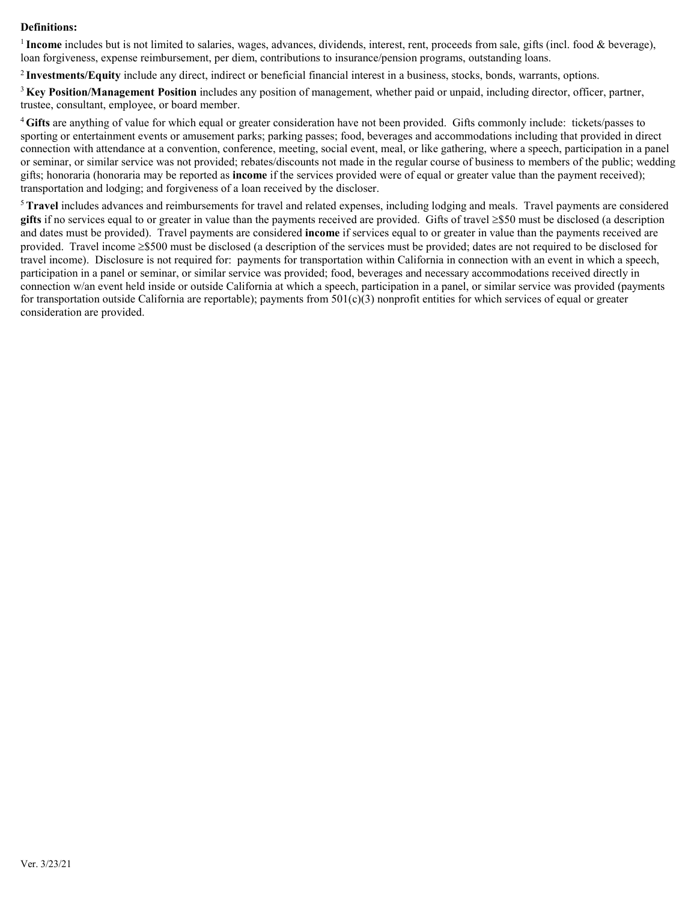**Definitions:**

[1] **Income** includes but is not limited to salaries, wages, advances, dividends, interest, rent, proceeds from sale, gifts (incl. food & beverage), loan forgiveness, expense reimbursement, per diem, contributions to insurance/pension programs, outstanding loans.

[2] **Investments/Equity** include any direct, indirect or beneficial financial interest in a business, stocks, bonds, warrants, options.

[3] **Key Position/Management Position** includes any position of management, whether paid or unpaid, including director, officer, partner, trustee, consultant, employee, or board member.

[4] **Gifts** are anything of value for which equal or greater consideration have not been provided. Gifts commonly include: tickets/passes to sporting or entertainment events or amusement parks; parking passes; food, beverages and accommodations including that provided in direct connection with attendance at a convention, conference, meeting, social event, meal, or like gathering, where a speech, participation in a panel or seminar, or similar service was not provided; rebates/discounts not made in the regular course of business to members of the public; wedding gifts; honoraria (honoraria may be reported as **income** if the services provided were of equal or greater value than the payment received); transportation and lodging; and forgiveness of a loan received by the discloser.

[5] **Travel** includes advances and reimbursements for travel and related expenses, including lodging and meals. Travel payments are considered **gifts** if no services equal to or greater in value than the payments received are provided. Gifts of travel ≥$50 must be disclosed (a description and dates must be provided). Travel payments are considered **income** if services equal to or greater in value than the payments received are provided. Travel income ≥$500 must be disclosed (a description of the services must be provided; dates are not required to be disclosed for travel income). Disclosure is not required for: payments for transportation within California in connection with an event in which a speech, participation in a panel or seminar, or similar service was provided; food, beverages and necessary accommodations received directly in connection w/an event held inside or outside California at which a speech, participation in a panel, or similar service was provided (payments for transportation outside California are reportable); payments from 501(c)(3) nonprofit entities for which services of equal or greater consideration are provided.

Ver. 3/23/21